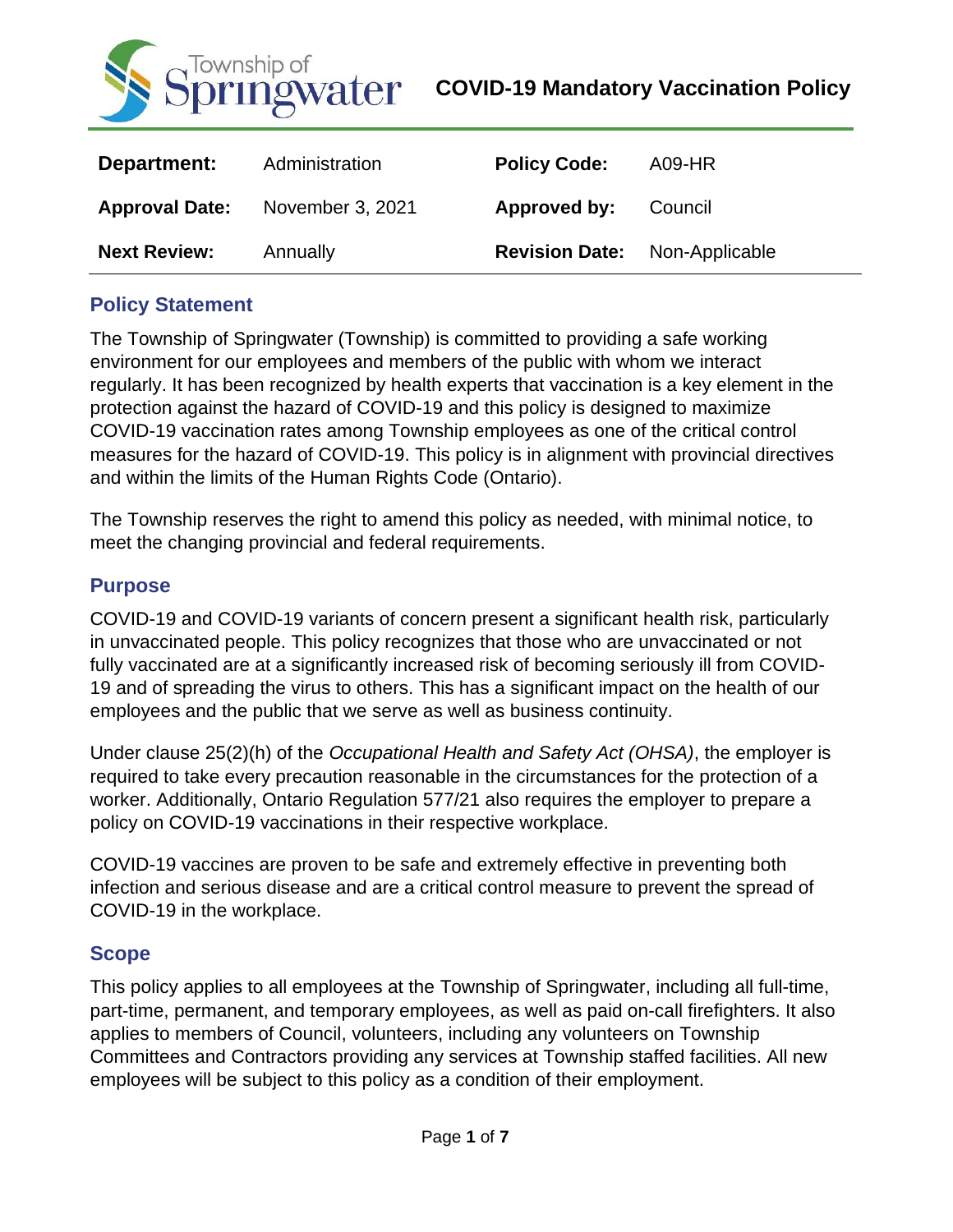Township of Springwater

# COVID-19 Mandatory Vaccination Policy

| **Department:** | Administration | **Policy Code:** | A09-HR |
|---|---|---|---|
| **Approval Date:** | November 3, 2021 | **Approved by:** | Council |
| **Next Review:** | Annually | **Revision Date:** | Non-Applicable |

## Policy Statement

The Township of Springwater (Township) is committed to providing a safe working environment for our employees and members of the public with whom we interact regularly. It has been recognized by health experts that vaccination is a key element in the protection against the hazard of COVID-19 and this policy is designed to maximize COVID-19 vaccination rates among Township employees as one of the critical control measures for the hazard of COVID-19. This policy is in alignment with provincial directives and within the limits of the Human Rights Code (Ontario).

The Township reserves the right to amend this policy as needed, with minimal notice, to meet the changing provincial and federal requirements.

## Purpose

COVID-19 and COVID-19 variants of concern present a significant health risk, particularly in unvaccinated people. This policy recognizes that those who are unvaccinated or not fully vaccinated are at a significantly increased risk of becoming seriously ill from COVID-19 and of spreading the virus to others. This has a significant impact on the health of our employees and the public that we serve as well as business continuity.

Under clause 25(2)(h) of the *Occupational Health and Safety Act (OHSA)*, the employer is required to take every precaution reasonable in the circumstances for the protection of a worker. Additionally, Ontario Regulation 577/21 also requires the employer to prepare a policy on COVID-19 vaccinations in their respective workplace.

COVID-19 vaccines are proven to be safe and extremely effective in preventing both infection and serious disease and are a critical control measure to prevent the spread of COVID-19 in the workplace.

## Scope

This policy applies to all employees at the Township of Springwater, including all full-time, part-time, permanent, and temporary employees, as well as paid on-call firefighters. It also applies to members of Council, volunteers, including any volunteers on Township Committees and Contractors providing any services at Township staffed facilities. All new employees will be subject to this policy as a condition of their employment.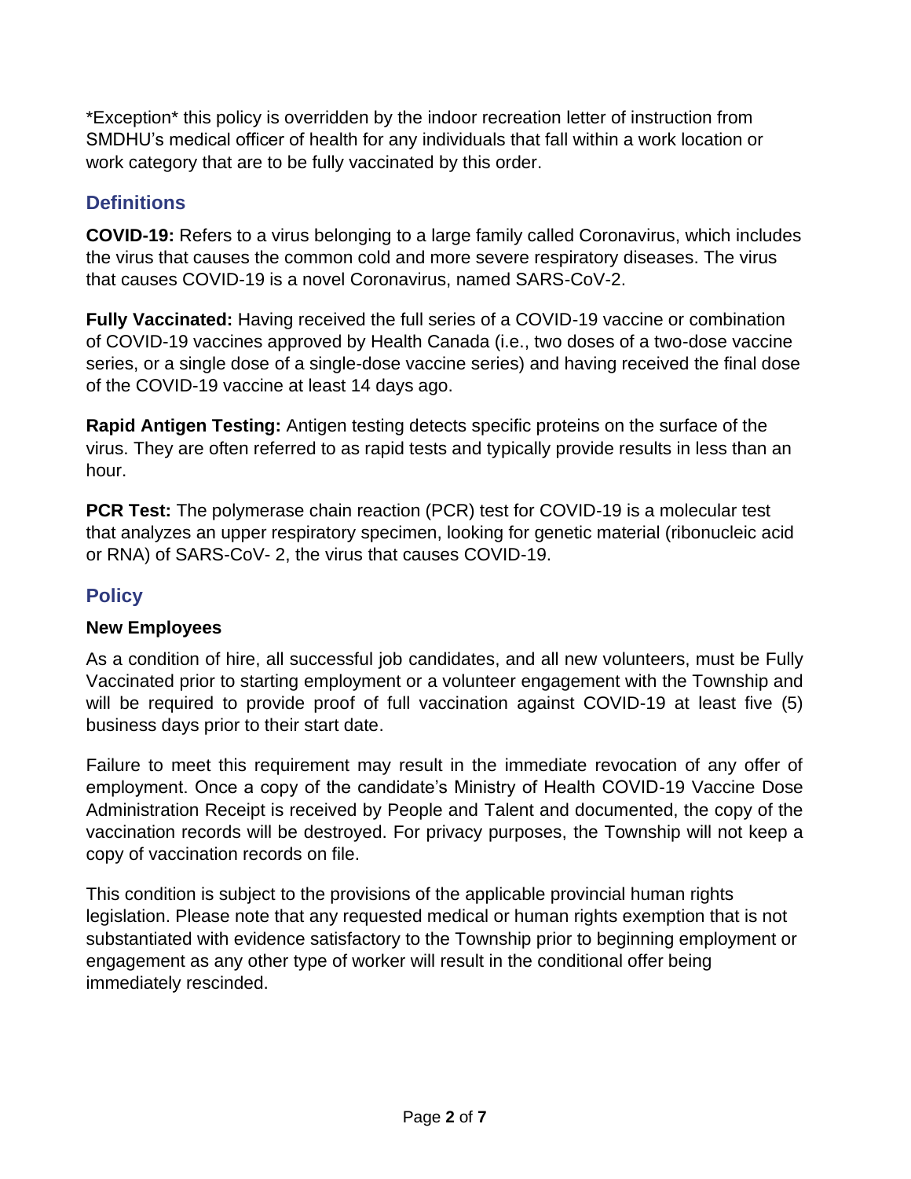*Exception* this policy is overridden by the indoor recreation letter of instruction from SMDHU's medical officer of health for any individuals that fall within a work location or work category that are to be fully vaccinated by this order.

## Definitions

**COVID-19:** Refers to a virus belonging to a large family called Coronavirus, which includes the virus that causes the common cold and more severe respiratory diseases. The virus that causes COVID-19 is a novel Coronavirus, named SARS-CoV-2.

**Fully Vaccinated:** Having received the full series of a COVID-19 vaccine or combination of COVID-19 vaccines approved by Health Canada (i.e., two doses of a two-dose vaccine series, or a single dose of a single-dose vaccine series) and having received the final dose of the COVID-19 vaccine at least 14 days ago.

**Rapid Antigen Testing:** Antigen testing detects specific proteins on the surface of the virus. They are often referred to as rapid tests and typically provide results in less than an hour.

**PCR Test:** The polymerase chain reaction (PCR) test for COVID-19 is a molecular test that analyzes an upper respiratory specimen, looking for genetic material (ribonucleic acid or RNA) of SARS-CoV- 2, the virus that causes COVID-19.

## Policy

### New Employees

As a condition of hire, all successful job candidates, and all new volunteers, must be Fully Vaccinated prior to starting employment or a volunteer engagement with the Township and will be required to provide proof of full vaccination against COVID-19 at least five (5) business days prior to their start date.

Failure to meet this requirement may result in the immediate revocation of any offer of employment. Once a copy of the candidate's Ministry of Health COVID-19 Vaccine Dose Administration Receipt is received by People and Talent and documented, the copy of the vaccination records will be destroyed. For privacy purposes, the Township will not keep a copy of vaccination records on file.

This condition is subject to the provisions of the applicable provincial human rights legislation. Please note that any requested medical or human rights exemption that is not substantiated with evidence satisfactory to the Township prior to beginning employment or engagement as any other type of worker will result in the conditional offer being immediately rescinded.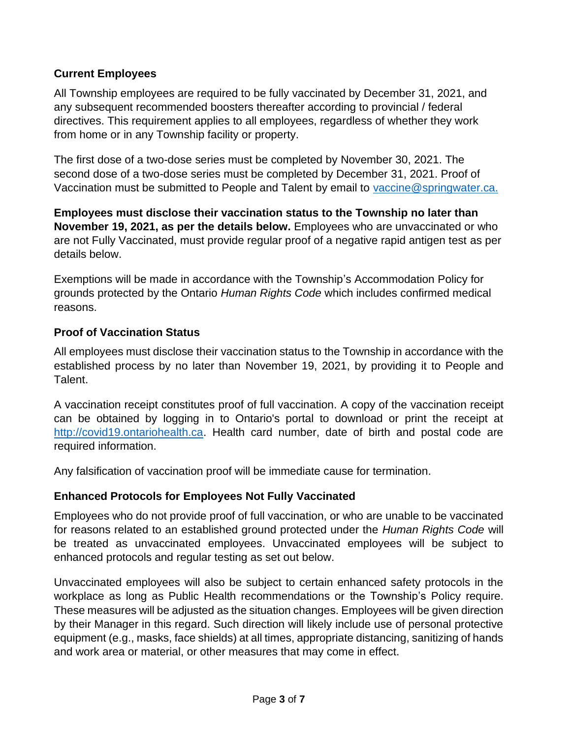## Current Employees

All Township employees are required to be fully vaccinated by December 31, 2021, and any subsequent recommended boosters thereafter according to provincial / federal directives. This requirement applies to all employees, regardless of whether they work from home or in any Township facility or property.

The first dose of a two-dose series must be completed by November 30, 2021. The second dose of a two-dose series must be completed by December 31, 2021. Proof of Vaccination must be submitted to People and Talent by email to vaccine@springwater.ca.

**Employees must disclose their vaccination status to the Township no later than November 19, 2021, as per the details below.** Employees who are unvaccinated or who are not Fully Vaccinated, must provide regular proof of a negative rapid antigen test as per details below.

Exemptions will be made in accordance with the Township's Accommodation Policy for grounds protected by the Ontario *Human Rights Code* which includes confirmed medical reasons.

## Proof of Vaccination Status

All employees must disclose their vaccination status to the Township in accordance with the established process by no later than November 19, 2021, by providing it to People and Talent.

A vaccination receipt constitutes proof of full vaccination. A copy of the vaccination receipt can be obtained by logging in to Ontario's portal to download or print the receipt at http://covid19.ontariohealth.ca. Health card number, date of birth and postal code are required information.

Any falsification of vaccination proof will be immediate cause for termination.

## Enhanced Protocols for Employees Not Fully Vaccinated

Employees who do not provide proof of full vaccination, or who are unable to be vaccinated for reasons related to an established ground protected under the *Human Rights Code* will be treated as unvaccinated employees. Unvaccinated employees will be subject to enhanced protocols and regular testing as set out below.

Unvaccinated employees will also be subject to certain enhanced safety protocols in the workplace as long as Public Health recommendations or the Township's Policy require. These measures will be adjusted as the situation changes. Employees will be given direction by their Manager in this regard. Such direction will likely include use of personal protective equipment (e.g., masks, face shields) at all times, appropriate distancing, sanitizing of hands and work area or material, or other measures that may come in effect.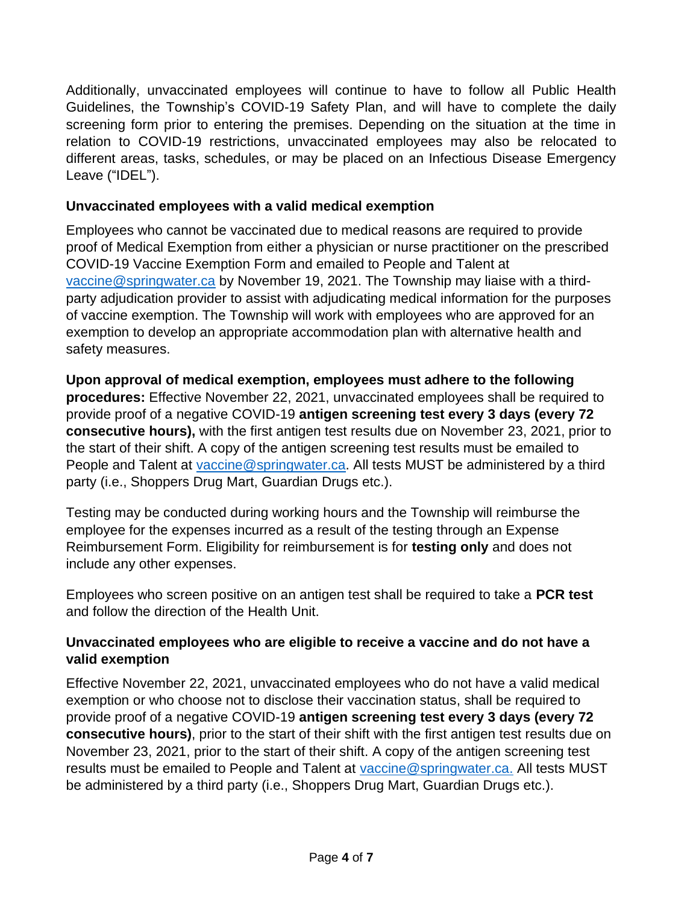Additionally, unvaccinated employees will continue to have to follow all Public Health Guidelines, the Township's COVID-19 Safety Plan, and will have to complete the daily screening form prior to entering the premises. Depending on the situation at the time in relation to COVID-19 restrictions, unvaccinated employees may also be relocated to different areas, tasks, schedules, or may be placed on an Infectious Disease Emergency Leave ("IDEL").

**Unvaccinated employees with a valid medical exemption**

Employees who cannot be vaccinated due to medical reasons are required to provide proof of Medical Exemption from either a physician or nurse practitioner on the prescribed COVID-19 Vaccine Exemption Form and emailed to People and Talent at vaccine@springwater.ca by November 19, 2021. The Township may liaise with a third-party adjudication provider to assist with adjudicating medical information for the purposes of vaccine exemption. The Township will work with employees who are approved for an exemption to develop an appropriate accommodation plan with alternative health and safety measures.

**Upon approval of medical exemption, employees must adhere to the following procedures:** Effective November 22, 2021, unvaccinated employees shall be required to provide proof of a negative COVID-19 **antigen screening test every 3 days (every 72 consecutive hours),** with the first antigen test results due on November 23, 2021, prior to the start of their shift. A copy of the antigen screening test results must be emailed to People and Talent at vaccine@springwater.ca. All tests MUST be administered by a third party (i.e., Shoppers Drug Mart, Guardian Drugs etc.).

Testing may be conducted during working hours and the Township will reimburse the employee for the expenses incurred as a result of the testing through an Expense Reimbursement Form. Eligibility for reimbursement is for **testing only** and does not include any other expenses.

Employees who screen positive on an antigen test shall be required to take a **PCR test** and follow the direction of the Health Unit.

**Unvaccinated employees who are eligible to receive a vaccine and do not have a valid exemption**

Effective November 22, 2021, unvaccinated employees who do not have a valid medical exemption or who choose not to disclose their vaccination status, shall be required to provide proof of a negative COVID-19 **antigen screening test every 3 days (every 72 consecutive hours)**, prior to the start of their shift with the first antigen test results due on November 23, 2021, prior to the start of their shift. A copy of the antigen screening test results must be emailed to People and Talent at vaccine@springwater.ca. All tests MUST be administered by a third party (i.e., Shoppers Drug Mart, Guardian Drugs etc.).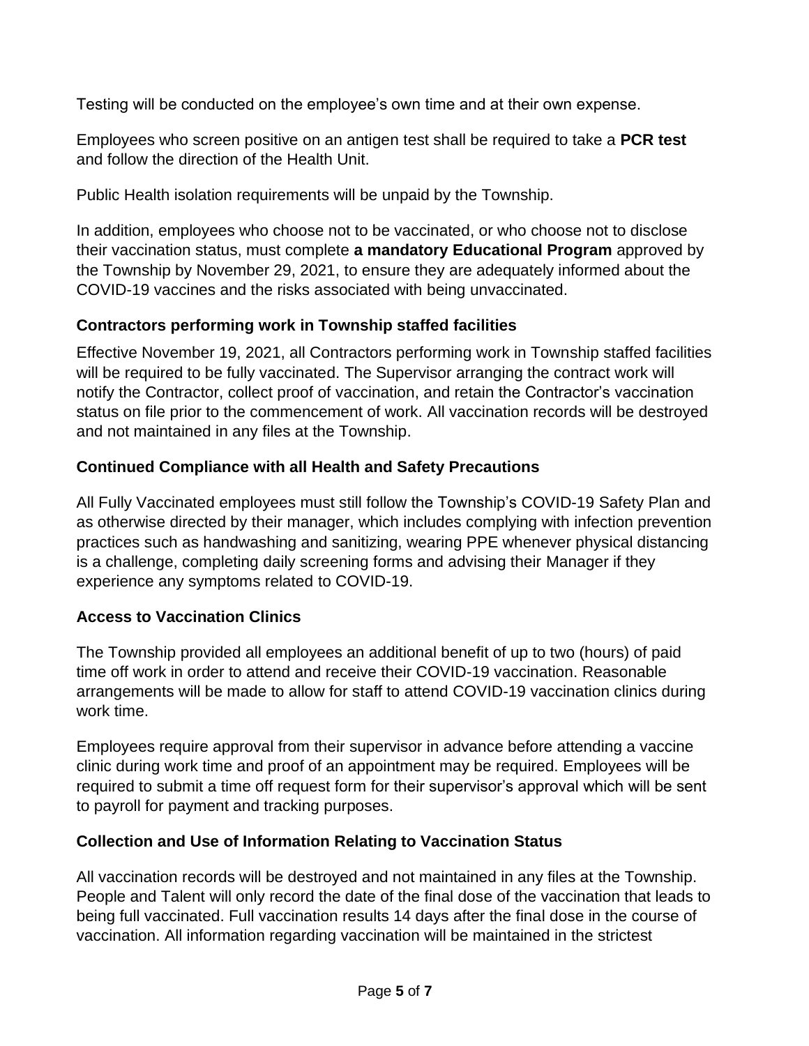Testing will be conducted on the employee's own time and at their own expense.

Employees who screen positive on an antigen test shall be required to take a **PCR test** and follow the direction of the Health Unit.

Public Health isolation requirements will be unpaid by the Township.

In addition, employees who choose not to be vaccinated, or who choose not to disclose their vaccination status, must complete **a mandatory Educational Program** approved by the Township by November 29, 2021, to ensure they are adequately informed about the COVID-19 vaccines and the risks associated with being unvaccinated.

### Contractors performing work in Township staffed facilities

Effective November 19, 2021, all Contractors performing work in Township staffed facilities will be required to be fully vaccinated. The Supervisor arranging the contract work will notify the Contractor, collect proof of vaccination, and retain the Contractor's vaccination status on file prior to the commencement of work. All vaccination records will be destroyed and not maintained in any files at the Township.

### Continued Compliance with all Health and Safety Precautions

All Fully Vaccinated employees must still follow the Township's COVID-19 Safety Plan and as otherwise directed by their manager, which includes complying with infection prevention practices such as handwashing and sanitizing, wearing PPE whenever physical distancing is a challenge, completing daily screening forms and advising their Manager if they experience any symptoms related to COVID-19.

### Access to Vaccination Clinics

The Township provided all employees an additional benefit of up to two (hours) of paid time off work in order to attend and receive their COVID-19 vaccination. Reasonable arrangements will be made to allow for staff to attend COVID-19 vaccination clinics during work time.

Employees require approval from their supervisor in advance before attending a vaccine clinic during work time and proof of an appointment may be required. Employees will be required to submit a time off request form for their supervisor's approval which will be sent to payroll for payment and tracking purposes.

### Collection and Use of Information Relating to Vaccination Status

All vaccination records will be destroyed and not maintained in any files at the Township. People and Talent will only record the date of the final dose of the vaccination that leads to being full vaccinated. Full vaccination results 14 days after the final dose in the course of vaccination. All information regarding vaccination will be maintained in the strictest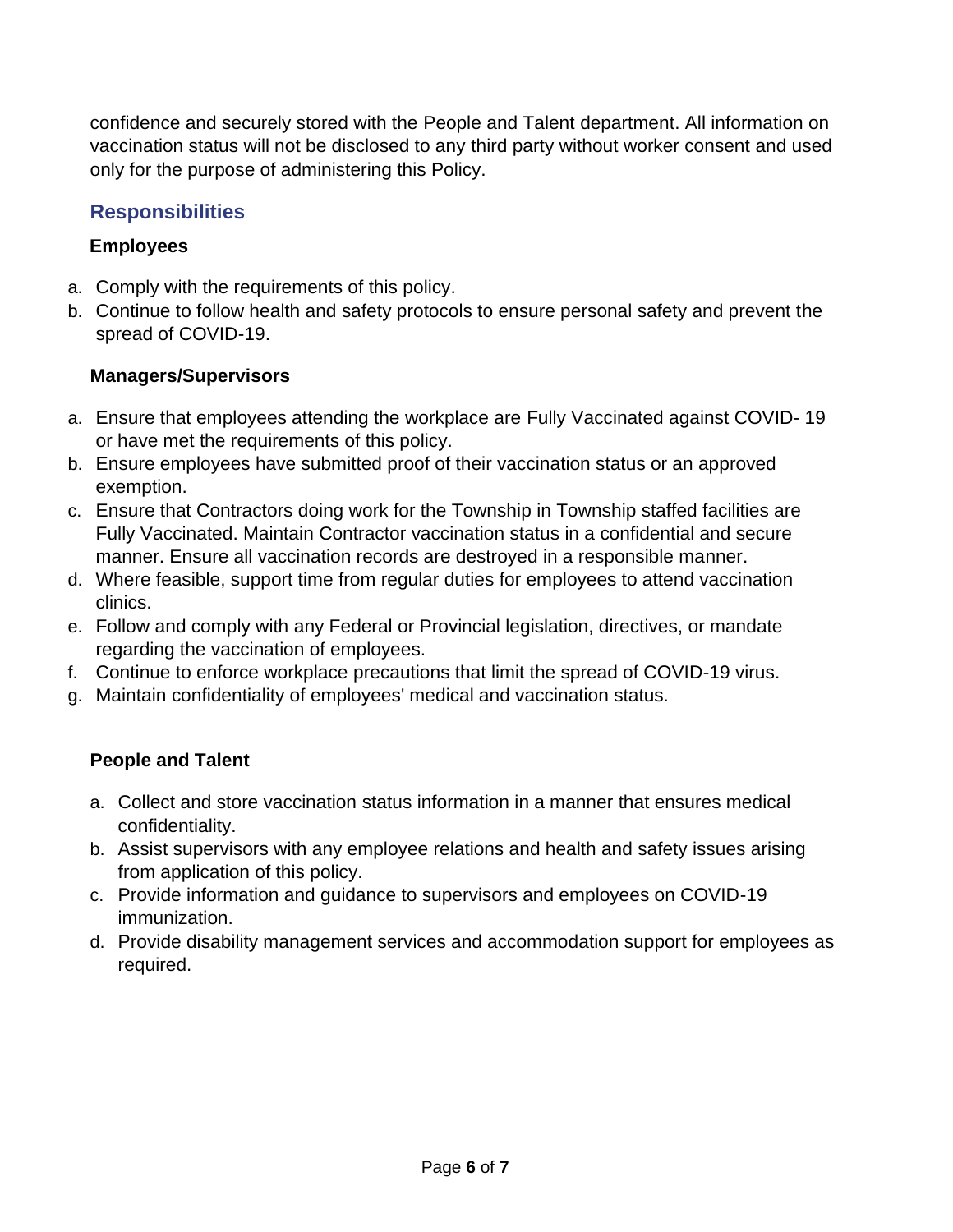confidence and securely stored with the People and Talent department. All information on vaccination status will not be disclosed to any third party without worker consent and used only for the purpose of administering this Policy.

## Responsibilities

### Employees

a. Comply with the requirements of this policy.
b. Continue to follow health and safety protocols to ensure personal safety and prevent the spread of COVID-19.

### Managers/Supervisors

a. Ensure that employees attending the workplace are Fully Vaccinated against COVID- 19 or have met the requirements of this policy.
b. Ensure employees have submitted proof of their vaccination status or an approved exemption.
c. Ensure that Contractors doing work for the Township in Township staffed facilities are Fully Vaccinated. Maintain Contractor vaccination status in a confidential and secure manner. Ensure all vaccination records are destroyed in a responsible manner.
d. Where feasible, support time from regular duties for employees to attend vaccination clinics.
e. Follow and comply with any Federal or Provincial legislation, directives, or mandate regarding the vaccination of employees.
f. Continue to enforce workplace precautions that limit the spread of COVID-19 virus.
g. Maintain confidentiality of employees' medical and vaccination status.

### People and Talent

a. Collect and store vaccination status information in a manner that ensures medical confidentiality.
b. Assist supervisors with any employee relations and health and safety issues arising from application of this policy.
c. Provide information and guidance to supervisors and employees on COVID-19 immunization.
d. Provide disability management services and accommodation support for employees as required.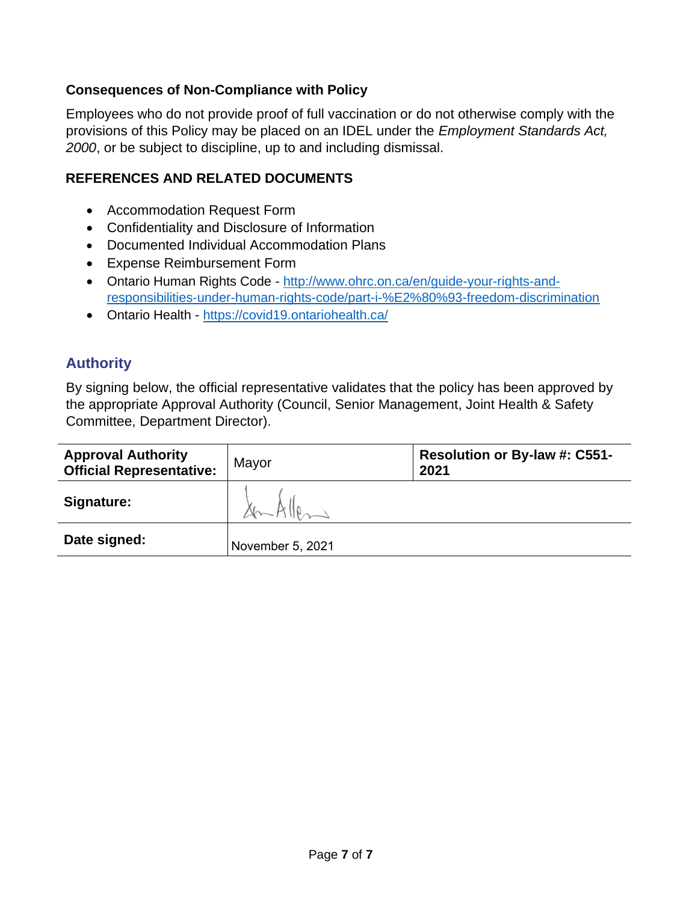**Consequences of Non-Compliance with Policy**

Employees who do not provide proof of full vaccination or do not otherwise comply with the provisions of this Policy may be placed on an IDEL under the *Employment Standards Act, 2000*, or be subject to discipline, up to and including dismissal.

**REFERENCES AND RELATED DOCUMENTS**

- Accommodation Request Form
- Confidentiality and Disclosure of Information
- Documented Individual Accommodation Plans
- Expense Reimbursement Form
- Ontario Human Rights Code - http://www.ohrc.on.ca/en/guide-your-rights-and-responsibilities-under-human-rights-code/part-i-%E2%80%93-freedom-discrimination
- Ontario Health - https://covid19.ontariohealth.ca/

## Authority

By signing below, the official representative validates that the policy has been approved by the appropriate Approval Authority (Council, Senior Management, Joint Health & Safety Committee, Department Director).

| | | |
|---|---|---|
| **Approval Authority Official Representative:** | Mayor | **Resolution or By-law #: C551-2021** |
| **Signature:** | [signature] | |
| **Date signed:** | November 5, 2021 | |